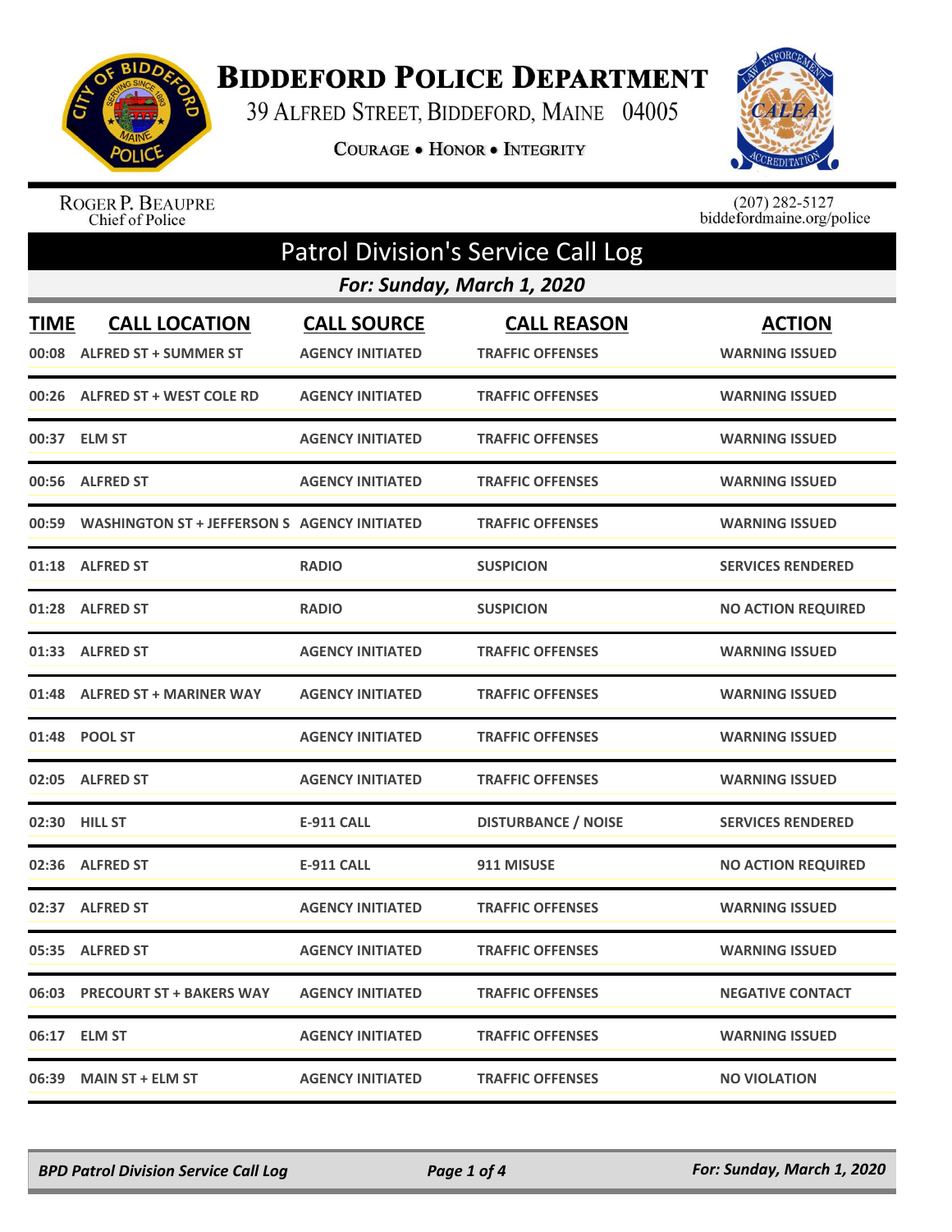# BIDDEFORD POLICE DEPARTMENT

39 ALFRED STREET, BIDDEFORD, MAINE 04005

COURAGE • HONOR • INTEGRITY

ROGER P. BEAUPRE
Chief of Police

(207) 282-5127
biddefordmaine.org/police

## Patrol Division's Service Call Log

### For: Sunday, March 1, 2020

| TIME | CALL LOCATION | CALL SOURCE | CALL REASON | ACTION |
|---|---|---|---|---|
| 00:08 | ALFRED ST + SUMMER ST | AGENCY INITIATED | TRAFFIC OFFENSES | WARNING ISSUED |
| 00:26 | ALFRED ST + WEST COLE RD | AGENCY INITIATED | TRAFFIC OFFENSES | WARNING ISSUED |
| 00:37 | ELM ST | AGENCY INITIATED | TRAFFIC OFFENSES | WARNING ISSUED |
| 00:56 | ALFRED ST | AGENCY INITIATED | TRAFFIC OFFENSES | WARNING ISSUED |
| 00:59 | WASHINGTON ST + JEFFERSON S | AGENCY INITIATED | TRAFFIC OFFENSES | WARNING ISSUED |
| 01:18 | ALFRED ST | RADIO | SUSPICION | SERVICES RENDERED |
| 01:28 | ALFRED ST | RADIO | SUSPICION | NO ACTION REQUIRED |
| 01:33 | ALFRED ST | AGENCY INITIATED | TRAFFIC OFFENSES | WARNING ISSUED |
| 01:48 | ALFRED ST + MARINER WAY | AGENCY INITIATED | TRAFFIC OFFENSES | WARNING ISSUED |
| 01:48 | POOL ST | AGENCY INITIATED | TRAFFIC OFFENSES | WARNING ISSUED |
| 02:05 | ALFRED ST | AGENCY INITIATED | TRAFFIC OFFENSES | WARNING ISSUED |
| 02:30 | HILL ST | E-911 CALL | DISTURBANCE / NOISE | SERVICES RENDERED |
| 02:36 | ALFRED ST | E-911 CALL | 911 MISUSE | NO ACTION REQUIRED |
| 02:37 | ALFRED ST | AGENCY INITIATED | TRAFFIC OFFENSES | WARNING ISSUED |
| 05:35 | ALFRED ST | AGENCY INITIATED | TRAFFIC OFFENSES | WARNING ISSUED |
| 06:03 | PRECOURT ST + BAKERS WAY | AGENCY INITIATED | TRAFFIC OFFENSES | NEGATIVE CONTACT |
| 06:17 | ELM ST | AGENCY INITIATED | TRAFFIC OFFENSES | WARNING ISSUED |
| 06:39 | MAIN ST + ELM ST | AGENCY INITIATED | TRAFFIC OFFENSES | NO VIOLATION |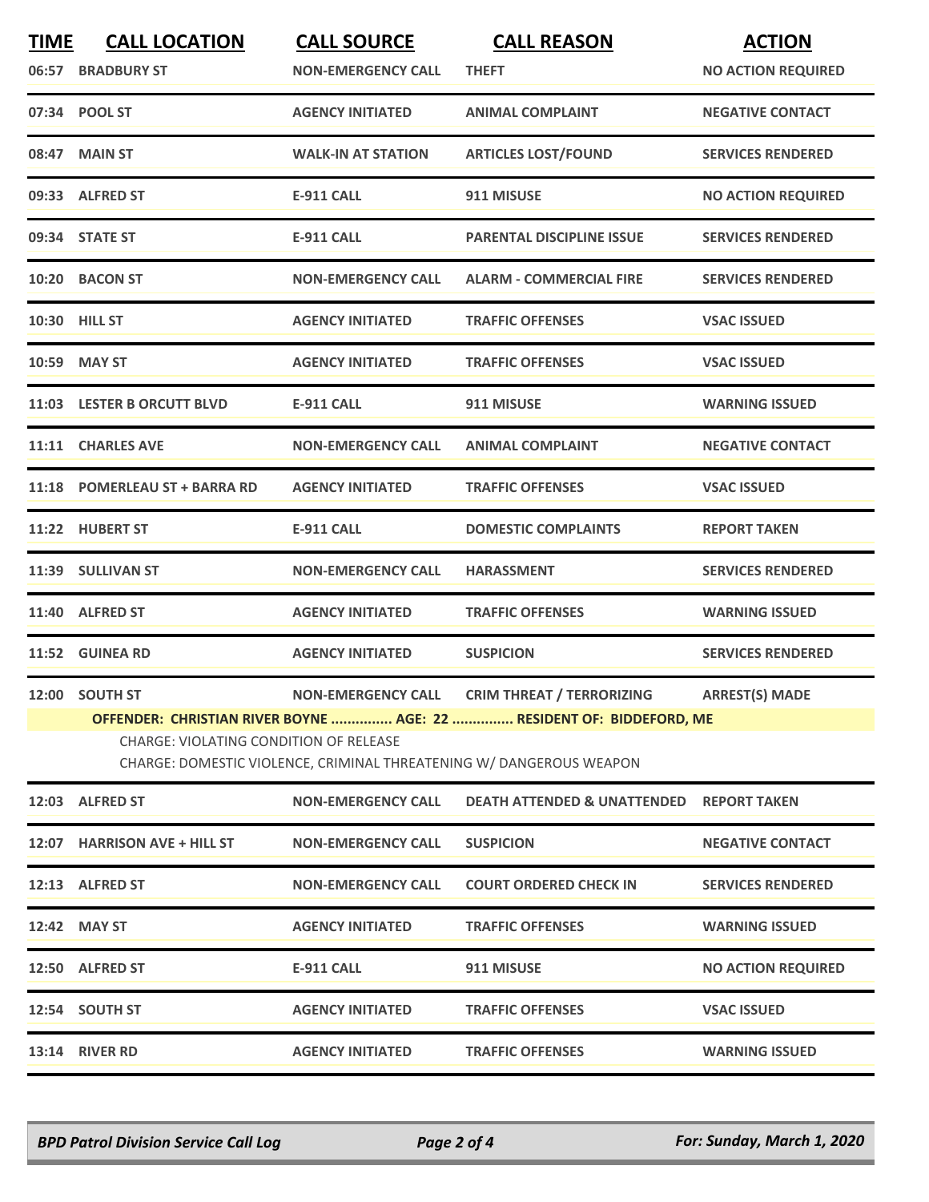| TIME | CALL LOCATION | CALL SOURCE | CALL REASON | ACTION |
| --- | --- | --- | --- | --- |
| 06:57 | BRADBURY ST | NON-EMERGENCY CALL | THEFT | NO ACTION REQUIRED |
| 07:34 | POOL ST | AGENCY INITIATED | ANIMAL COMPLAINT | NEGATIVE CONTACT |
| 08:47 | MAIN ST | WALK-IN AT STATION | ARTICLES LOST/FOUND | SERVICES RENDERED |
| 09:33 | ALFRED ST | E-911 CALL | 911 MISUSE | NO ACTION REQUIRED |
| 09:34 | STATE ST | E-911 CALL | PARENTAL DISCIPLINE ISSUE | SERVICES RENDERED |
| 10:20 | BACON ST | NON-EMERGENCY CALL | ALARM - COMMERCIAL FIRE | SERVICES RENDERED |
| 10:30 | HILL ST | AGENCY INITIATED | TRAFFIC OFFENSES | VSAC ISSUED |
| 10:59 | MAY ST | AGENCY INITIATED | TRAFFIC OFFENSES | VSAC ISSUED |
| 11:03 | LESTER B ORCUTT BLVD | E-911 CALL | 911 MISUSE | WARNING ISSUED |
| 11:11 | CHARLES AVE | NON-EMERGENCY CALL | ANIMAL COMPLAINT | NEGATIVE CONTACT |
| 11:18 | POMERLEAU ST + BARRA RD | AGENCY INITIATED | TRAFFIC OFFENSES | VSAC ISSUED |
| 11:22 | HUBERT ST | E-911 CALL | DOMESTIC COMPLAINTS | REPORT TAKEN |
| 11:39 | SULLIVAN ST | NON-EMERGENCY CALL | HARASSMENT | SERVICES RENDERED |
| 11:40 | ALFRED ST | AGENCY INITIATED | TRAFFIC OFFENSES | WARNING ISSUED |
| 11:52 | GUINEA RD | AGENCY INITIATED | SUSPICION | SERVICES RENDERED |
| 12:00 | SOUTH ST | NON-EMERGENCY CALL | CRIM THREAT / TERRORIZING | ARREST(S) MADE |

**OFFENDER: CHRISTIAN RIVER BOYNE ............... AGE: 22 ............... RESIDENT OF: BIDDEFORD, ME**

CHARGE: VIOLATING CONDITION OF RELEASE

CHARGE: DOMESTIC VIOLENCE, CRIMINAL THREATENING W/ DANGEROUS WEAPON

| TIME | CALL LOCATION | CALL SOURCE | CALL REASON | ACTION |
| --- | --- | --- | --- | --- |
| 12:03 | ALFRED ST | NON-EMERGENCY CALL | DEATH ATTENDED & UNATTENDED | REPORT TAKEN |
| 12:07 | HARRISON AVE + HILL ST | NON-EMERGENCY CALL | SUSPICION | NEGATIVE CONTACT |
| 12:13 | ALFRED ST | NON-EMERGENCY CALL | COURT ORDERED CHECK IN | SERVICES RENDERED |
| 12:42 | MAY ST | AGENCY INITIATED | TRAFFIC OFFENSES | WARNING ISSUED |
| 12:50 | ALFRED ST | E-911 CALL | 911 MISUSE | NO ACTION REQUIRED |
| 12:54 | SOUTH ST | AGENCY INITIATED | TRAFFIC OFFENSES | VSAC ISSUED |
| 13:14 | RIVER RD | AGENCY INITIATED | TRAFFIC OFFENSES | WARNING ISSUED |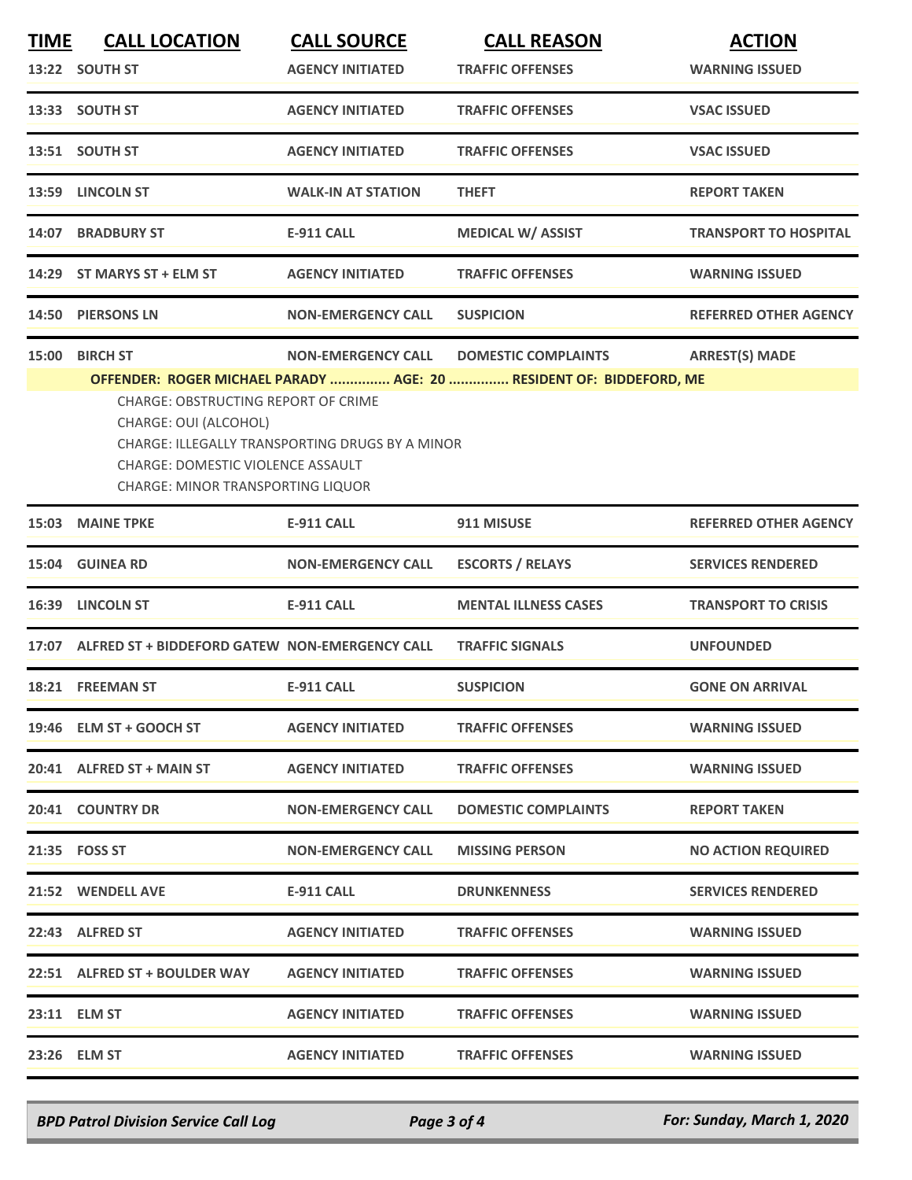| TIME | CALL LOCATION | CALL SOURCE | CALL REASON | ACTION |
|---|---|---|---|---|
| 13:22 | SOUTH ST | AGENCY INITIATED | TRAFFIC OFFENSES | WARNING ISSUED |
| 13:33 | SOUTH ST | AGENCY INITIATED | TRAFFIC OFFENSES | VSAC ISSUED |
| 13:51 | SOUTH ST | AGENCY INITIATED | TRAFFIC OFFENSES | VSAC ISSUED |
| 13:59 | LINCOLN ST | WALK-IN AT STATION | THEFT | REPORT TAKEN |
| 14:07 | BRADBURY ST | E-911 CALL | MEDICAL W/ ASSIST | TRANSPORT TO HOSPITAL |
| 14:29 | ST MARYS ST + ELM ST | AGENCY INITIATED | TRAFFIC OFFENSES | WARNING ISSUED |
| 14:50 | PIERSONS LN | NON-EMERGENCY CALL | SUSPICION | REFERRED OTHER AGENCY |
| 15:00 | BIRCH ST | NON-EMERGENCY CALL | DOMESTIC COMPLAINTS | ARREST(S) MADE |

**OFFENDER: ROGER MICHAEL PARADY ............... AGE: 20 ............... RESIDENT OF: BIDDEFORD, ME**

CHARGE: OBSTRUCTING REPORT OF CRIME
CHARGE: OUI (ALCOHOL)
CHARGE: ILLEGALLY TRANSPORTING DRUGS BY A MINOR
CHARGE: DOMESTIC VIOLENCE ASSAULT
CHARGE: MINOR TRANSPORTING LIQUOR

| TIME | CALL LOCATION | CALL SOURCE | CALL REASON | ACTION |
|---|---|---|---|---|
| 15:03 | MAINE TPKE | E-911 CALL | 911 MISUSE | REFERRED OTHER AGENCY |
| 15:04 | GUINEA RD | NON-EMERGENCY CALL | ESCORTS / RELAYS | SERVICES RENDERED |
| 16:39 | LINCOLN ST | E-911 CALL | MENTAL ILLNESS CASES | TRANSPORT TO CRISIS |
| 17:07 | ALFRED ST + BIDDEFORD GATEW | NON-EMERGENCY CALL | TRAFFIC SIGNALS | UNFOUNDED |
| 18:21 | FREEMAN ST | E-911 CALL | SUSPICION | GONE ON ARRIVAL |
| 19:46 | ELM ST + GOOCH ST | AGENCY INITIATED | TRAFFIC OFFENSES | WARNING ISSUED |
| 20:41 | ALFRED ST + MAIN ST | AGENCY INITIATED | TRAFFIC OFFENSES | WARNING ISSUED |
| 20:41 | COUNTRY DR | NON-EMERGENCY CALL | DOMESTIC COMPLAINTS | REPORT TAKEN |
| 21:35 | FOSS ST | NON-EMERGENCY CALL | MISSING PERSON | NO ACTION REQUIRED |
| 21:52 | WENDELL AVE | E-911 CALL | DRUNKENNESS | SERVICES RENDERED |
| 22:43 | ALFRED ST | AGENCY INITIATED | TRAFFIC OFFENSES | WARNING ISSUED |
| 22:51 | ALFRED ST + BOULDER WAY | AGENCY INITIATED | TRAFFIC OFFENSES | WARNING ISSUED |
| 23:11 | ELM ST | AGENCY INITIATED | TRAFFIC OFFENSES | WARNING ISSUED |
| 23:26 | ELM ST | AGENCY INITIATED | TRAFFIC OFFENSES | WARNING ISSUED |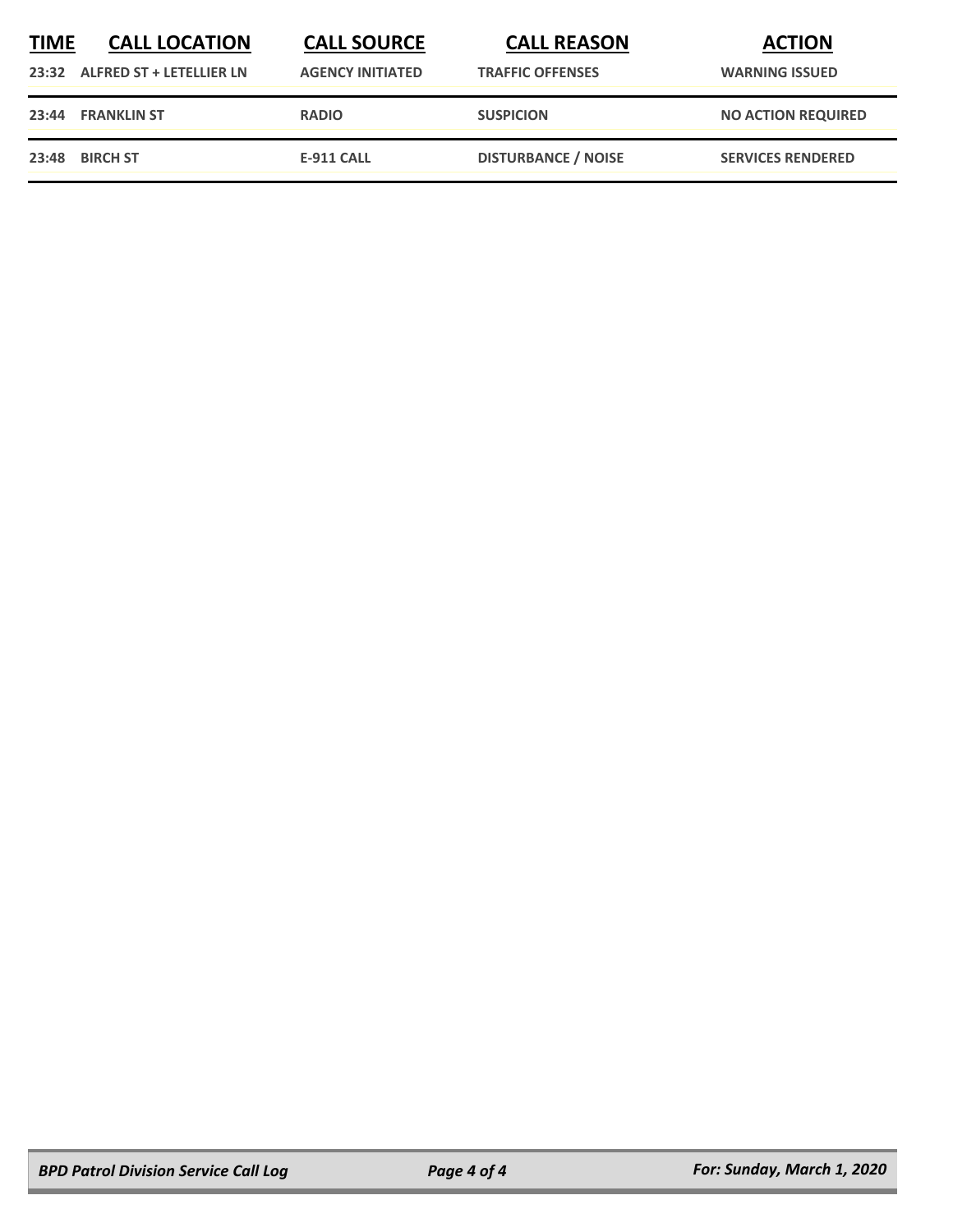| TIME | CALL LOCATION | CALL SOURCE | CALL REASON | ACTION |
| --- | --- | --- | --- | --- |
| 23:32 | ALFRED ST + LETELLIER LN | AGENCY INITIATED | TRAFFIC OFFENSES | WARNING ISSUED |
| 23:44 | FRANKLIN ST | RADIO | SUSPICION | NO ACTION REQUIRED |
| 23:48 | BIRCH ST | E-911 CALL | DISTURBANCE / NOISE | SERVICES RENDERED |